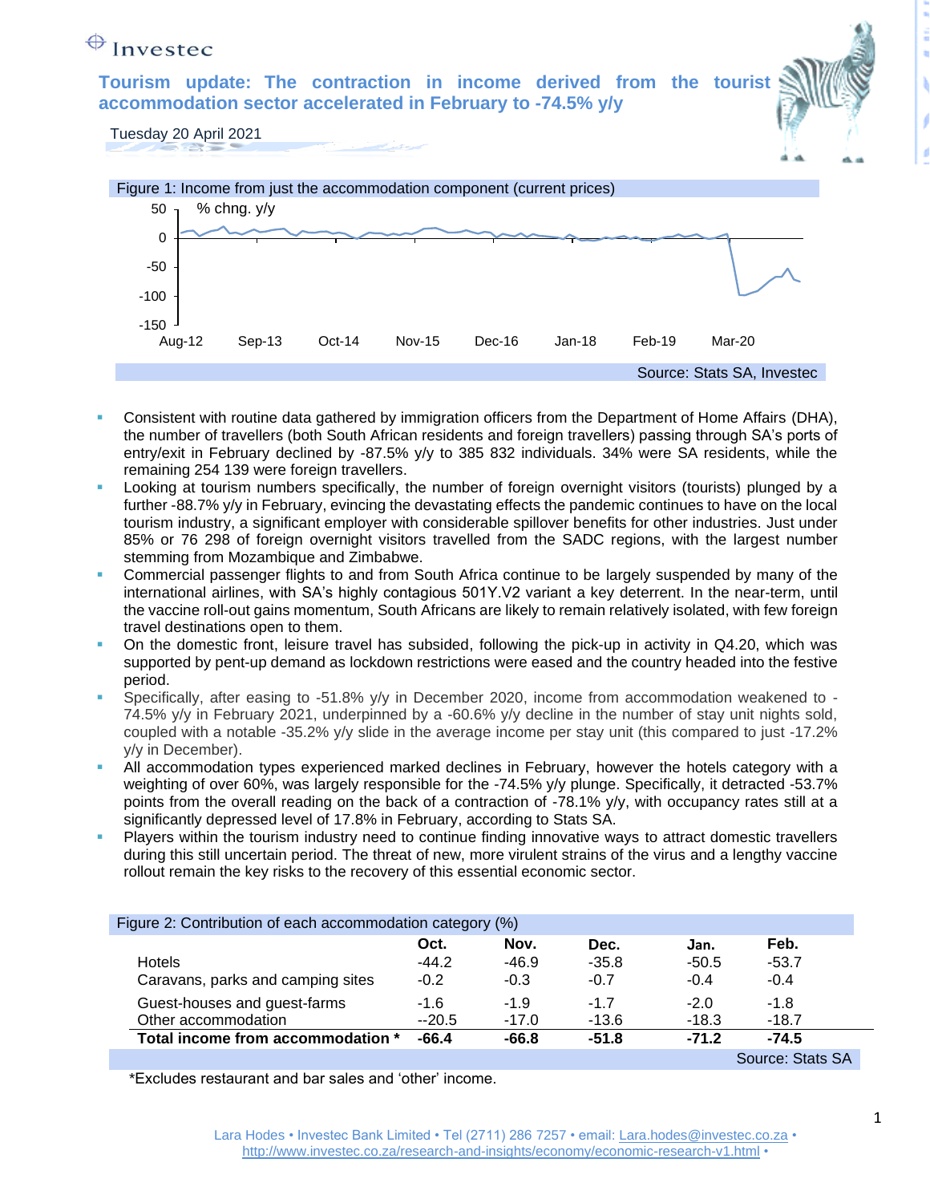Investec

# Tourism update: The contraction in income derived from the tourist accommodation sector accelerated in February to -74.5% y/y

Tuesday 20 April 2021

Figure 1: Income from just the accommodation component (current prices)

Source: Stats SA, Investec

- Consistent with routine data gathered by immigration officers from the Department of Home Affairs (DHA), the number of travellers (both South African residents and foreign travellers) passing through SA's ports of entry/exit in February declined by -87.5% y/y to 385 832 individuals. 34% were SA residents, while the remaining 254 139 were foreign travellers.
- Looking at tourism numbers specifically, the number of foreign overnight visitors (tourists) plunged by a further -88.7% y/y in February, evincing the devastating effects the pandemic continues to have on the local tourism industry, a significant employer with considerable spillover benefits for other industries. Just under 85% or 76 298 of foreign overnight visitors travelled from the SADC regions, with the largest number stemming from Mozambique and Zimbabwe.
- Commercial passenger flights to and from South Africa continue to be largely suspended by many of the international airlines, with SA's highly contagious 501Y.V2 variant a key deterrent. In the near-term, until the vaccine roll-out gains momentum, South Africans are likely to remain relatively isolated, with few foreign travel destinations open to them.
- On the domestic front, leisure travel has subsided, following the pick-up in activity in Q4.20, which was supported by pent-up demand as lockdown restrictions were eased and the country headed into the festive period.
- Specifically, after easing to -51.8% y/y in December 2020, income from accommodation weakened to -74.5% y/y in February 2021, underpinned by a -60.6% y/y decline in the number of stay unit nights sold, coupled with a notable -35.2% y/y slide in the average income per stay unit (this compared to just -17.2% y/y in December).
- All accommodation types experienced marked declines in February, however the hotels category with a weighting of over 60%, was largely responsible for the -74.5% y/y plunge. Specifically, it detracted -53.7% points from the overall reading on the back of a contraction of -78.1% y/y, with occupancy rates still at a significantly depressed level of 17.8% in February, according to Stats SA.
- Players within the tourism industry need to continue finding innovative ways to attract domestic travellers during this still uncertain period. The threat of new, more virulent strains of the virus and a lengthy vaccine rollout remain the key risks to the recovery of this essential economic sector.

Figure 2: Contribution of each accommodation category (%)

| | Oct. | Nov. | Dec. | Jan. | Feb. |
|---|---|---|---|---|---|
| Hotels | -44.2 | -46.9 | -35.8 | -50.5 | -53.7 |
| Caravans, parks and camping sites | -0.2 | -0.3 | -0.7 | -0.4 | -0.4 |
| Guest-houses and guest-farms | -1.6 | -1.9 | -1.7 | -2.0 | -1.8 |
| Other accommodation | --20.5 | -17.0 | -13.6 | -18.3 | -18.7 |
| **Total income from accommodation *** | **-66.4** | **-66.8** | **-51.8** | **-71.2** | **-74.5** |

Source: Stats SA

*Excludes restaurant and bar sales and 'other' income.

Lara Hodes • Investec Bank Limited • Tel (2711) 286 7257 • email: Lara.hodes@investec.co.za • http://www.investec.co.za/research-and-insights/economy/economic-research-v1.html •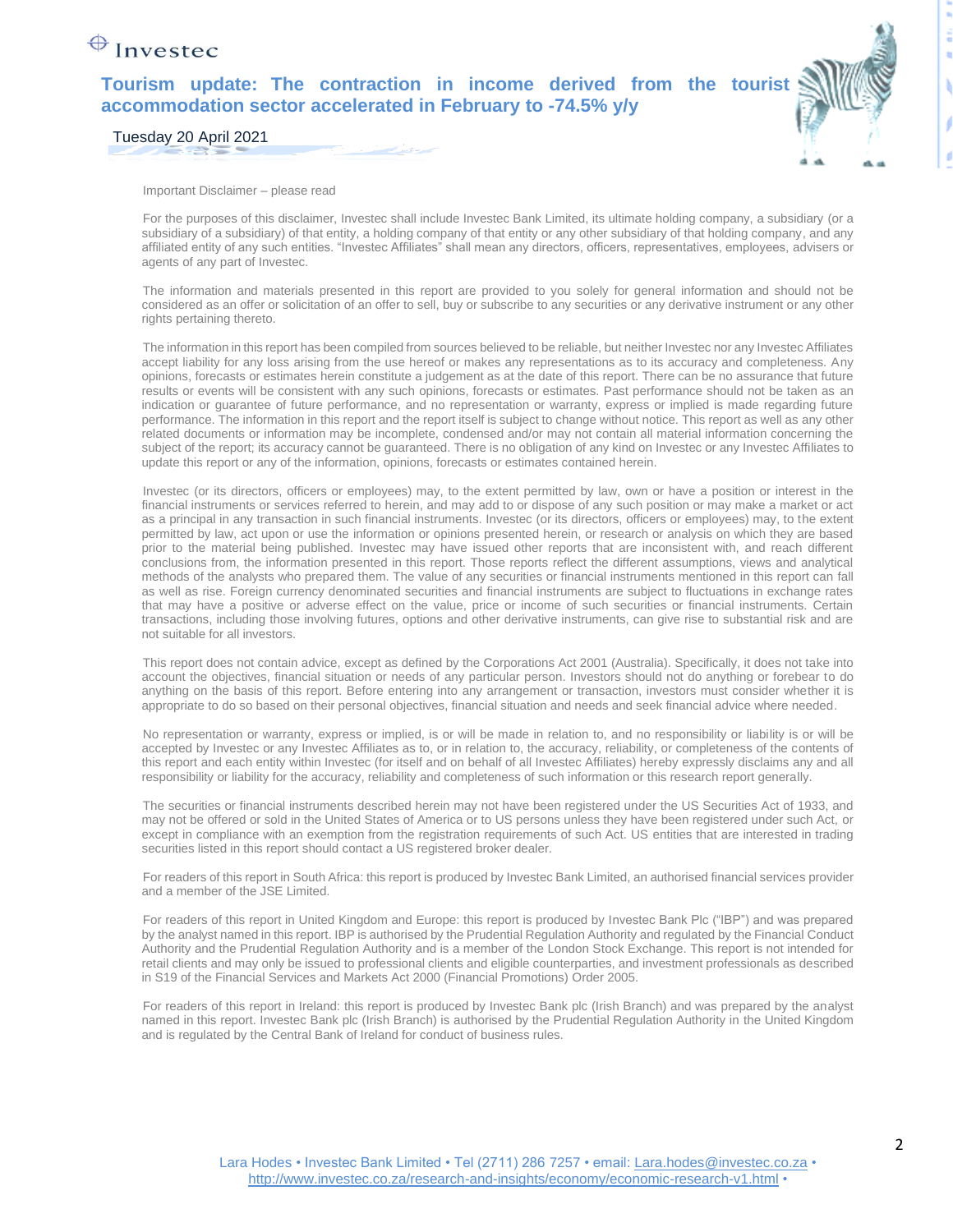Important Disclaimer – please read

For the purposes of this disclaimer, Investec shall include Investec Bank Limited, its ultimate holding company, a subsidiary (or a subsidiary of a subsidiary) of that entity, a holding company of that entity or any other subsidiary of that holding company, and any affiliated entity of any such entities. "Investec Affiliates" shall mean any directors, officers, representatives, employees, advisers or agents of any part of Investec.

The information and materials presented in this report are provided to you solely for general information and should not be considered as an offer or solicitation of an offer to sell, buy or subscribe to any securities or any derivative instrument or any other rights pertaining thereto.

The information in this report has been compiled from sources believed to be reliable, but neither Investec nor any Investec Affiliates accept liability for any loss arising from the use hereof or makes any representations as to its accuracy and completeness. Any opinions, forecasts or estimates herein constitute a judgement as at the date of this report. There can be no assurance that future results or events will be consistent with any such opinions, forecasts or estimates. Past performance should not be taken as an indication or guarantee of future performance, and no representation or warranty, express or implied is made regarding future performance. The information in this report and the report itself is subject to change without notice. This report as well as any other related documents or information may be incomplete, condensed and/or may not contain all material information concerning the subject of the report; its accuracy cannot be guaranteed. There is no obligation of any kind on Investec or any Investec Affiliates to update this report or any of the information, opinions, forecasts or estimates contained herein.

Investec (or its directors, officers or employees) may, to the extent permitted by law, own or have a position or interest in the financial instruments or services referred to herein, and may add to or dispose of any such position or may make a market or act as a principal in any transaction in such financial instruments. Investec (or its directors, officers or employees) may, to the extent permitted by law, act upon or use the information or opinions presented herein, or research or analysis on which they are based prior to the material being published. Investec may have issued other reports that are inconsistent with, and reach different conclusions from, the information presented in this report. Those reports reflect the different assumptions, views and analytical methods of the analysts who prepared them. The value of any securities or financial instruments mentioned in this report can fall as well as rise. Foreign currency denominated securities and financial instruments are subject to fluctuations in exchange rates that may have a positive or adverse effect on the value, price or income of such securities or financial instruments. Certain transactions, including those involving futures, options and other derivative instruments, can give rise to substantial risk and are not suitable for all investors.

This report does not contain advice, except as defined by the Corporations Act 2001 (Australia). Specifically, it does not take into account the objectives, financial situation or needs of any particular person. Investors should not do anything or forebear to do anything on the basis of this report. Before entering into any arrangement or transaction, investors must consider whether it is appropriate to do so based on their personal objectives, financial situation and needs and seek financial advice where needed.

No representation or warranty, express or implied, is or will be made in relation to, and no responsibility or liability is or will be accepted by Investec or any Investec Affiliates as to, or in relation to, the accuracy, reliability, or completeness of the contents of this report and each entity within Investec (for itself and on behalf of all Investec Affiliates) hereby expressly disclaims any and all responsibility or liability for the accuracy, reliability and completeness of such information or this research report generally.

The securities or financial instruments described herein may not have been registered under the US Securities Act of 1933, and may not be offered or sold in the United States of America or to US persons unless they have been registered under such Act, or except in compliance with an exemption from the registration requirements of such Act. US entities that are interested in trading securities listed in this report should contact a US registered broker dealer.

For readers of this report in South Africa: this report is produced by Investec Bank Limited, an authorised financial services provider and a member of the JSE Limited.

For readers of this report in United Kingdom and Europe: this report is produced by Investec Bank Plc ("IBP") and was prepared by the analyst named in this report. IBP is authorised by the Prudential Regulation Authority and regulated by the Financial Conduct Authority and the Prudential Regulation Authority and is a member of the London Stock Exchange. This report is not intended for retail clients and may only be issued to professional clients and eligible counterparties, and investment professionals as described in S19 of the Financial Services and Markets Act 2000 (Financial Promotions) Order 2005.

For readers of this report in Ireland: this report is produced by Investec Bank plc (Irish Branch) and was prepared by the analyst named in this report. Investec Bank plc (Irish Branch) is authorised by the Prudential Regulation Authority in the United Kingdom and is regulated by the Central Bank of Ireland for conduct of business rules.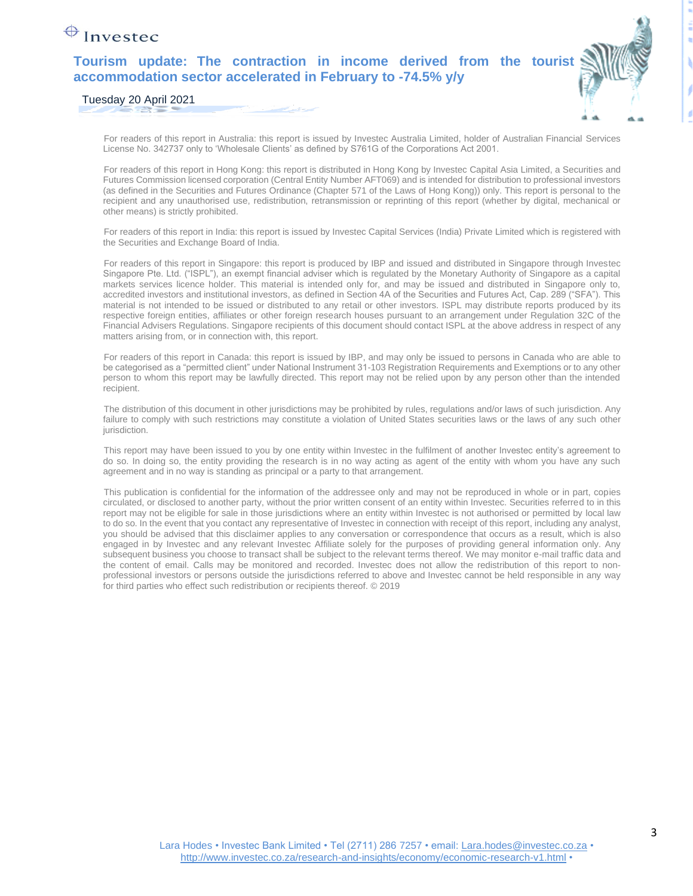For readers of this report in Australia: this report is issued by Investec Australia Limited, holder of Australian Financial Services License No. 342737 only to 'Wholesale Clients' as defined by S761G of the Corporations Act 2001.

For readers of this report in Hong Kong: this report is distributed in Hong Kong by Investec Capital Asia Limited, a Securities and Futures Commission licensed corporation (Central Entity Number AFT069) and is intended for distribution to professional investors (as defined in the Securities and Futures Ordinance (Chapter 571 of the Laws of Hong Kong)) only. This report is personal to the recipient and any unauthorised use, redistribution, retransmission or reprinting of this report (whether by digital, mechanical or other means) is strictly prohibited.

For readers of this report in India: this report is issued by Investec Capital Services (India) Private Limited which is registered with the Securities and Exchange Board of India.

For readers of this report in Singapore: this report is produced by IBP and issued and distributed in Singapore through Investec Singapore Pte. Ltd. ("ISPL"), an exempt financial adviser which is regulated by the Monetary Authority of Singapore as a capital markets services licence holder. This material is intended only for, and may be issued and distributed in Singapore only to, accredited investors and institutional investors, as defined in Section 4A of the Securities and Futures Act, Cap. 289 ("SFA"). This material is not intended to be issued or distributed to any retail or other investors. ISPL may distribute reports produced by its respective foreign entities, affiliates or other foreign research houses pursuant to an arrangement under Regulation 32C of the Financial Advisers Regulations. Singapore recipients of this document should contact ISPL at the above address in respect of any matters arising from, or in connection with, this report.

For readers of this report in Canada: this report is issued by IBP, and may only be issued to persons in Canada who are able to be categorised as a "permitted client" under National Instrument 31-103 Registration Requirements and Exemptions or to any other person to whom this report may be lawfully directed. This report may not be relied upon by any person other than the intended recipient.

The distribution of this document in other jurisdictions may be prohibited by rules, regulations and/or laws of such jurisdiction. Any failure to comply with such restrictions may constitute a violation of United States securities laws or the laws of any such other jurisdiction.

This report may have been issued to you by one entity within Investec in the fulfilment of another Investec entity's agreement to do so. In doing so, the entity providing the research is in no way acting as agent of the entity with whom you have any such agreement and in no way is standing as principal or a party to that arrangement.

This publication is confidential for the information of the addressee only and may not be reproduced in whole or in part, copies circulated, or disclosed to another party, without the prior written consent of an entity within Investec. Securities referred to in this report may not be eligible for sale in those jurisdictions where an entity within Investec is not authorised or permitted by local law to do so. In the event that you contact any representative of Investec in connection with receipt of this report, including any analyst, you should be advised that this disclaimer applies to any conversation or correspondence that occurs as a result, which is also engaged in by Investec and any relevant Investec Affiliate solely for the purposes of providing general information only. Any subsequent business you choose to transact shall be subject to the relevant terms thereof. We may monitor e-mail traffic data and the content of email. Calls may be monitored and recorded. Investec does not allow the redistribution of this report to non-professional investors or persons outside the jurisdictions referred to above and Investec cannot be held responsible in any way for third parties who effect such redistribution or recipients thereof. © 2019